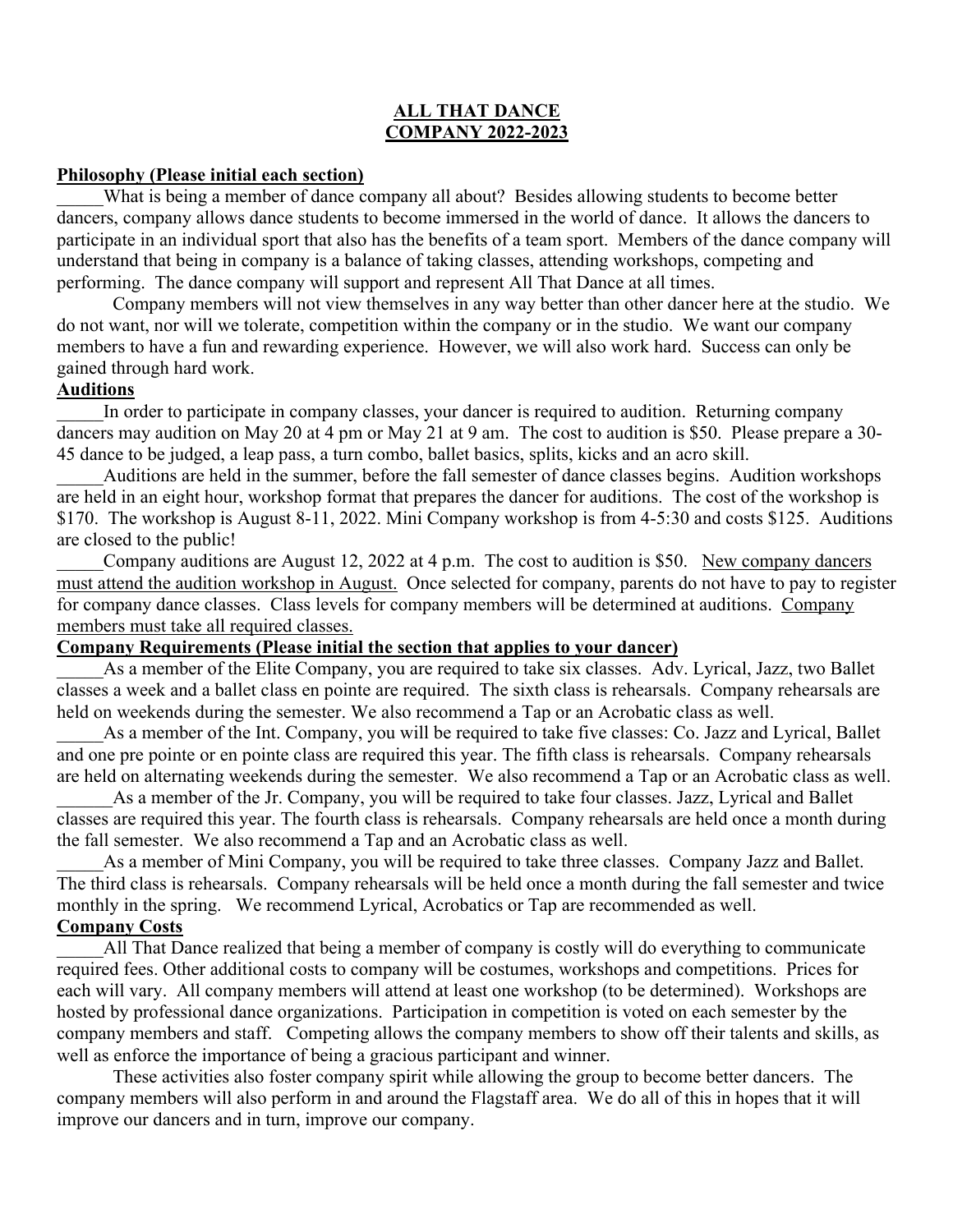# ALL THAT DANCE
# COMPANY 2022-2023

**Philosophy (Please initial each section)**

_____What is being a member of dance company all about? Besides allowing students to become better dancers, company allows dance students to become immersed in the world of dance. It allows the dancers to participate in an individual sport that also has the benefits of a team sport. Members of the dance company will understand that being in company is a balance of taking classes, attending workshops, competing and performing. The dance company will support and represent All That Dance at all times.

Company members will not view themselves in any way better than other dancer here at the studio. We do not want, nor will we tolerate, competition within the company or in the studio. We want our company members to have a fun and rewarding experience. However, we will also work hard. Success can only be gained through hard work.

**Auditions**

_____In order to participate in company classes, your dancer is required to audition. Returning company dancers may audition on May 20 at 4 pm or May 21 at 9 am. The cost to audition is $50. Please prepare a 30-45 dance to be judged, a leap pass, a turn combo, ballet basics, splits, kicks and an acro skill.

_____Auditions are held in the summer, before the fall semester of dance classes begins. Audition workshops are held in an eight hour, workshop format that prepares the dancer for auditions. The cost of the workshop is $170. The workshop is August 8-11, 2022. Mini Company workshop is from 4-5:30 and costs $125. Auditions are closed to the public!

_____Company auditions are August 12, 2022 at 4 p.m. The cost to audition is $50. New company dancers must attend the audition workshop in August. Once selected for company, parents do not have to pay to register for company dance classes. Class levels for company members will be determined at auditions. Company members must take all required classes.

**Company Requirements (Please initial the section that applies to your dancer)**

_____As a member of the Elite Company, you are required to take six classes. Adv. Lyrical, Jazz, two Ballet classes a week and a ballet class en pointe are required. The sixth class is rehearsals. Company rehearsals are held on weekends during the semester. We also recommend a Tap or an Acrobatic class as well.

_____As a member of the Int. Company, you will be required to take five classes: Co. Jazz and Lyrical, Ballet and one pre pointe or en pointe class are required this year. The fifth class is rehearsals. Company rehearsals are held on alternating weekends during the semester. We also recommend a Tap or an Acrobatic class as well.

______As a member of the Jr. Company, you will be required to take four classes. Jazz, Lyrical and Ballet classes are required this year. The fourth class is rehearsals. Company rehearsals are held once a month during the fall semester. We also recommend a Tap and an Acrobatic class as well.

_____As a member of Mini Company, you will be required to take three classes. Company Jazz and Ballet. The third class is rehearsals. Company rehearsals will be held once a month during the fall semester and twice monthly in the spring. We recommend Lyrical, Acrobatics or Tap are recommended as well.

**Company Costs**

_____All That Dance realized that being a member of company is costly will do everything to communicate required fees. Other additional costs to company will be costumes, workshops and competitions. Prices for each will vary. All company members will attend at least one workshop (to be determined). Workshops are hosted by professional dance organizations. Participation in competition is voted on each semester by the company members and staff. Competing allows the company members to show off their talents and skills, as well as enforce the importance of being a gracious participant and winner.

These activities also foster company spirit while allowing the group to become better dancers. The company members will also perform in and around the Flagstaff area. We do all of this in hopes that it will improve our dancers and in turn, improve our company.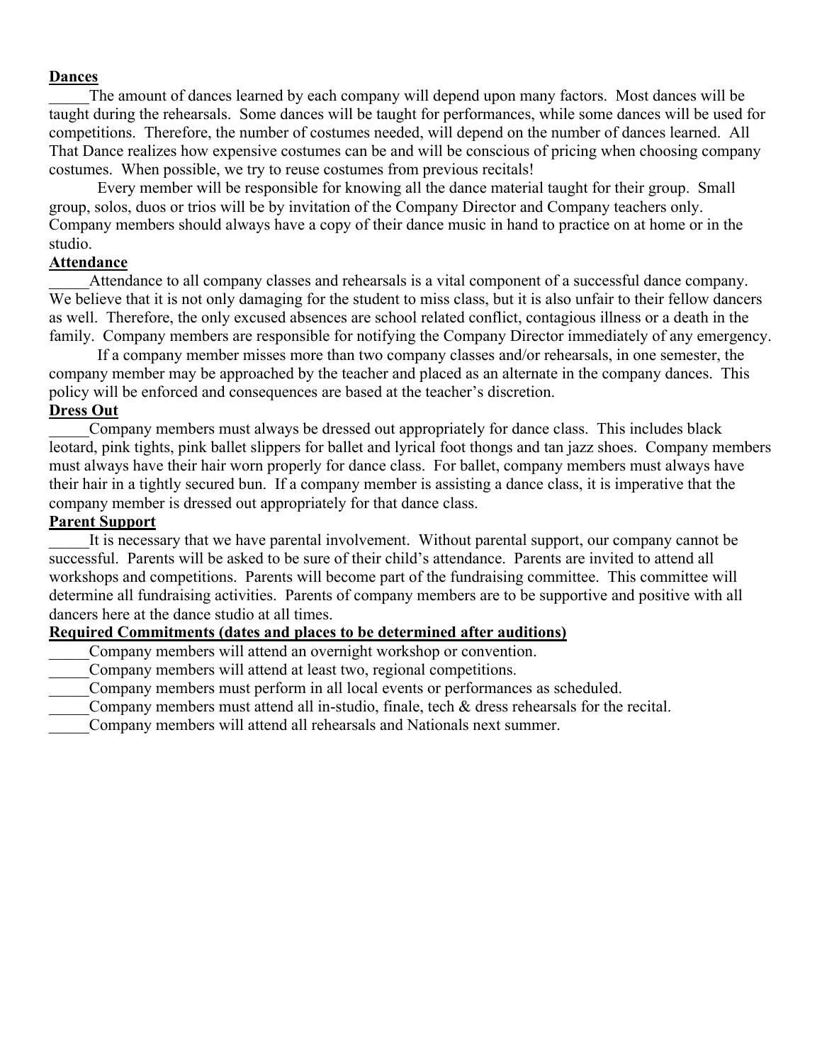## Dances

_____The amount of dances learned by each company will depend upon many factors. Most dances will be taught during the rehearsals. Some dances will be taught for performances, while some dances will be used for competitions. Therefore, the number of costumes needed, will depend on the number of dances learned. All That Dance realizes how expensive costumes can be and will be conscious of pricing when choosing company costumes. When possible, we try to reuse costumes from previous recitals!

Every member will be responsible for knowing all the dance material taught for their group. Small group, solos, duos or trios will be by invitation of the Company Director and Company teachers only. Company members should always have a copy of their dance music in hand to practice on at home or in the studio.

## Attendance

_____Attendance to all company classes and rehearsals is a vital component of a successful dance company. We believe that it is not only damaging for the student to miss class, but it is also unfair to their fellow dancers as well. Therefore, the only excused absences are school related conflict, contagious illness or a death in the family. Company members are responsible for notifying the Company Director immediately of any emergency.

If a company member misses more than two company classes and/or rehearsals, in one semester, the company member may be approached by the teacher and placed as an alternate in the company dances. This policy will be enforced and consequences are based at the teacher's discretion.

## Dress Out

_____Company members must always be dressed out appropriately for dance class. This includes black leotard, pink tights, pink ballet slippers for ballet and lyrical foot thongs and tan jazz shoes. Company members must always have their hair worn properly for dance class. For ballet, company members must always have their hair in a tightly secured bun. If a company member is assisting a dance class, it is imperative that the company member is dressed out appropriately for that dance class.

## Parent Support

_____It is necessary that we have parental involvement. Without parental support, our company cannot be successful. Parents will be asked to be sure of their child's attendance. Parents are invited to attend all workshops and competitions. Parents will become part of the fundraising committee. This committee will determine all fundraising activities. Parents of company members are to be supportive and positive with all dancers here at the dance studio at all times.

## Required Commitments (dates and places to be determined after auditions)

_____Company members will attend an overnight workshop or convention.
_____Company members will attend at least two, regional competitions.
_____Company members must perform in all local events or performances as scheduled.
_____Company members must attend all in-studio, finale, tech & dress rehearsals for the recital.
_____Company members will attend all rehearsals and Nationals next summer.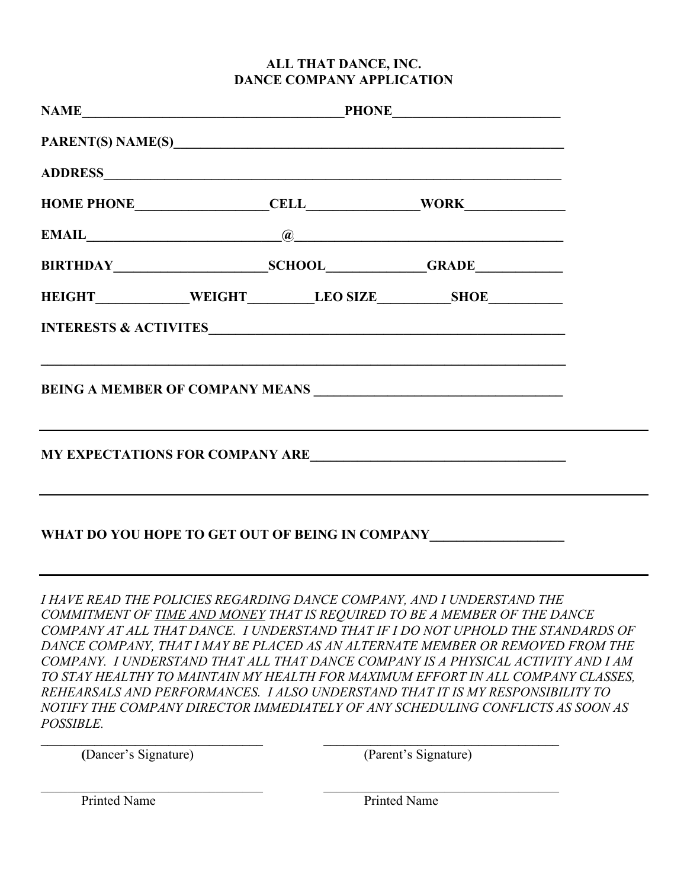**ALL THAT DANCE, INC.**
**DANCE COMPANY APPLICATION**

**NAME**_______________________________________**PHONE**_________________________

**PARENT(S) NAME(S)**___________________________________________________________

**ADDRESS**_____________________________________________________________________

**HOME PHONE**__________________**CELL**________________**WORK**______________

**EMAIL**____________________________@_________________________________________

**BIRTHDAY**______________________**SCHOOL**______________**GRADE**_____________

**HEIGHT**_____________**WEIGHT**_________**LEO SIZE**__________**SHOE**___________

**INTERESTS & ACTIVITES**_______________________________________________________

_______________________________________________________________________________

**BEING A MEMBER OF COMPANY MEANS** ____________________________________

_______________________________________________________________________________

**MY EXPECTATIONS FOR COMPANY ARE**______________________________________

_______________________________________________________________________________

**WHAT DO YOU HOPE TO GET OUT OF BEING IN COMPANY**___________________

_______________________________________________________________________________

*I HAVE READ THE POLICIES REGARDING DANCE COMPANY, AND I UNDERSTAND THE COMMITMENT OF <u>TIME AND MONEY</u> THAT IS REQUIRED TO BE A MEMBER OF THE DANCE COMPANY AT ALL THAT DANCE. I UNDERSTAND THAT IF I DO NOT UPHOLD THE STANDARDS OF DANCE COMPANY, THAT I MAY BE PLACED AS AN ALTERNATE MEMBER OR REMOVED FROM THE COMPANY. I UNDERSTAND THAT ALL THAT DANCE COMPANY IS A PHYSICAL ACTIVITY AND I AM TO STAY HEALTHY TO MAINTAIN MY HEALTH FOR MAXIMUM EFFORT IN ALL COMPANY CLASSES, REHEARSALS AND PERFORMANCES. I ALSO UNDERSTAND THAT IT IS MY RESPONSIBILITY TO NOTIFY THE COMPANY DIRECTOR IMMEDIATELY OF ANY SCHEDULING CONFLICTS AS SOON AS POSSIBLE.*

________________________________          ________________________________
(Dancer's Signature)          (Parent's Signature)

________________________________          ________________________________
Printed Name          Printed Name